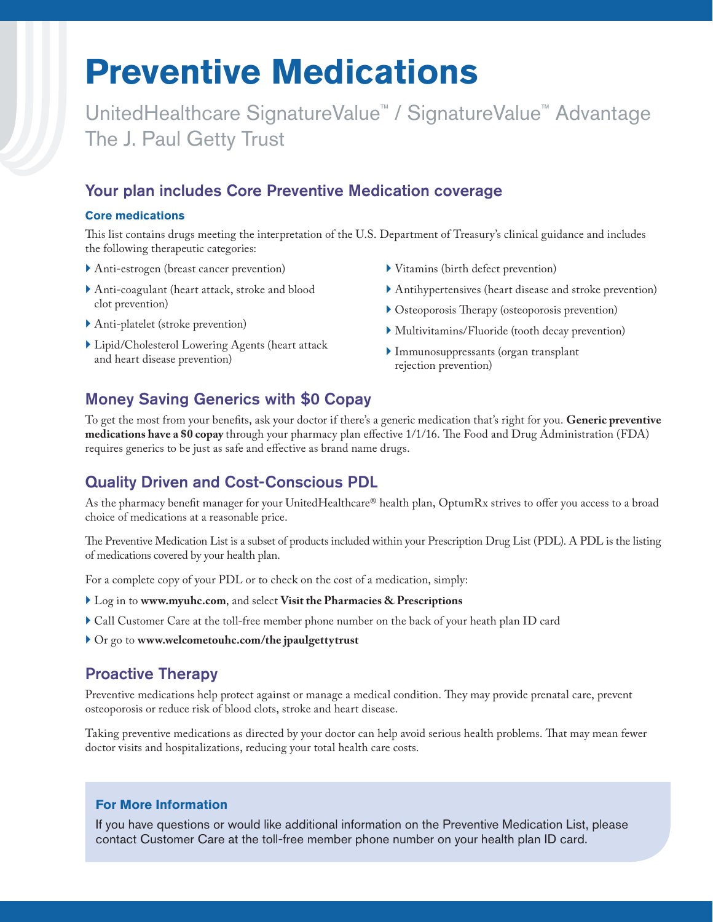# Preventive Medications

UnitedHealthcare SignatureValue™ / SignatureValue™ Advantage
The J. Paul Getty Trust

## Your plan includes Core Preventive Medication coverage

### Core medications

This list contains drugs meeting the interpretation of the U.S. Department of Treasury's clinical guidance and includes the following therapeutic categories:

- Anti-estrogen (breast cancer prevention)
- Anti-coagulant (heart attack, stroke and blood clot prevention)
- Anti-platelet (stroke prevention)
- Lipid/Cholesterol Lowering Agents (heart attack and heart disease prevention)
- Vitamins (birth defect prevention)
- Antihypertensives (heart disease and stroke prevention)
- Osteoporosis Therapy (osteoporosis prevention)
- Multivitamins/Fluoride (tooth decay prevention)
- Immunosuppressants (organ transplant rejection prevention)

## Money Saving Generics with $0 Copay

To get the most from your benefits, ask your doctor if there's a generic medication that's right for you. **Generic preventive medications have a $0 copay** through your pharmacy plan effective 1/1/16. The Food and Drug Administration (FDA) requires generics to be just as safe and effective as brand name drugs.

## Quality Driven and Cost-Conscious PDL

As the pharmacy benefit manager for your UnitedHealthcare® health plan, OptumRx strives to offer you access to a broad choice of medications at a reasonable price.

The Preventive Medication List is a subset of products included within your Prescription Drug List (PDL). A PDL is the listing of medications covered by your health plan.

For a complete copy of your PDL or to check on the cost of a medication, simply:

- Log in to **www.myuhc.com**, and select **Visit the Pharmacies & Prescriptions**
- Call Customer Care at the toll-free member phone number on the back of your heath plan ID card
- Or go to **www.welcometouhc.com/the jpaulgettytrust**

## Proactive Therapy

Preventive medications help protect against or manage a medical condition. They may provide prenatal care, prevent osteoporosis or reduce risk of blood clots, stroke and heart disease.

Taking preventive medications as directed by your doctor can help avoid serious health problems. That may mean fewer doctor visits and hospitalizations, reducing your total health care costs.

### For More Information

If you have questions or would like additional information on the Preventive Medication List, please contact Customer Care at the toll-free member phone number on your health plan ID card.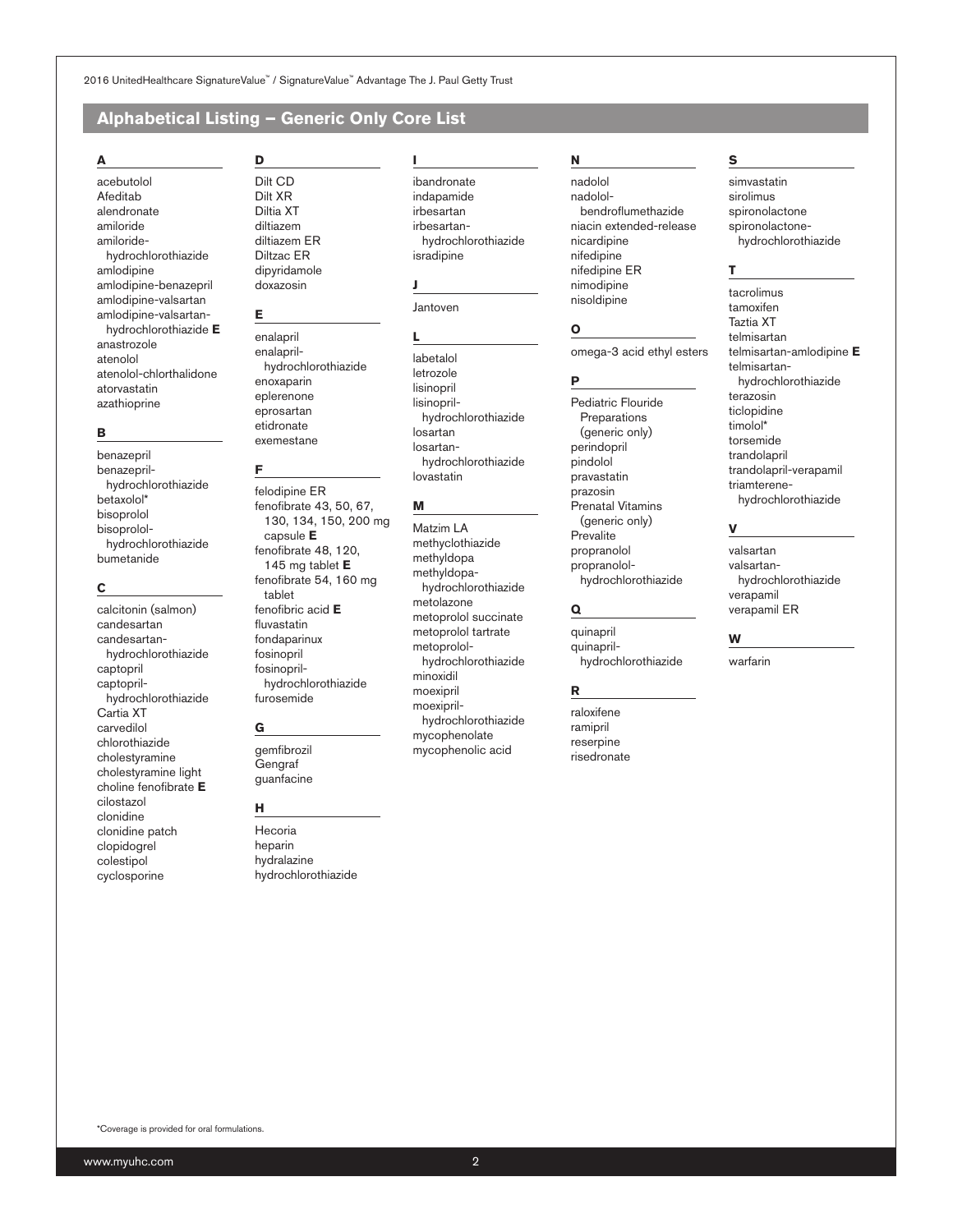## Alphabetical Listing – Generic Only Core List

### A

- acebutolol
- Afeditab
- alendronate
- amiloride
- amiloride-hydrochlorothiazide
- amlodipine
- amlodipine-benazepril
- amlodipine-valsartan
- amlodipine-valsartan-hydrochlorothiazide **E**
- anastrozole
- atenolol
- atenolol-chlorthalidone
- atorvastatin
- azathioprine

### B

- benazepril
- benazepril-hydrochlorothiazide
- betaxolol*
- bisoprolol
- bisoprolol-hydrochlorothiazide
- bumetanide

### C

- calcitonin (salmon)
- candesartan
- candesartan-hydrochlorothiazide
- captopril
- captopril-hydrochlorothiazide
- Cartia XT
- carvedilol
- chlorothiazide
- cholestyramine
- cholestyramine light
- choline fenofibrate **E**
- cilostazol
- clonidine
- clonidine patch
- clopidogrel
- colestipol
- cyclosporine

### D

- Dilt CD
- Dilt XR
- Diltia XT
- diltiazem
- diltiazem ER
- Diltzac ER
- dipyridamole
- doxazosin

### E

- enalapril
- enalapril-hydrochlorothiazide
- enoxaparin
- eplerenone
- eprosartan
- etidronate
- exemestane

### F

- felodipine ER
- fenofibrate 43, 50, 67, 130, 134, 150, 200 mg capsule **E**
- fenofibrate 48, 120, 145 mg tablet **E**
- fenofibrate 54, 160 mg tablet
- fenofibric acid **E**
- fluvastatin
- fondaparinux
- fosinopril
- fosinopril-hydrochlorothiazide
- furosemide

### G

- gemfibrozil
- Gengraf
- guanfacine

### H

- Hecoria
- heparin
- hydralazine
- hydrochlorothiazide

### I

- ibandronate
- indapamide
- irbesartan
- irbesartan-hydrochlorothiazide
- isradipine

### J

- Jantoven

### L

- labetalol
- letrozole
- lisinopril
- lisinopril-hydrochlorothiazide
- losartan
- losartan-hydrochlorothiazide
- lovastatin

### M

- Matzim LA
- methyclothiazide
- methyldopa
- methyldopa-hydrochlorothiazide
- metolazone
- metoprolol succinate
- metoprolol tartrate
- metoprolol-hydrochlorothiazide
- minoxidil
- moexipril
- moexipril-hydrochlorothiazide
- mycophenolate
- mycophenolic acid

### N

- nadolol
- nadolol-bendroflumethazide
- niacin extended-release
- nicardipine
- nifedipine
- nifedipine ER
- nimodipine
- nisoldipine

### O

- omega-3 acid ethyl esters

### P

- Pediatric Flouride Preparations (generic only)
- perindopril
- pindolol
- pravastatin
- prazosin
- Prenatal Vitamins (generic only)
- Prevalite
- propranolol
- propranolol-hydrochlorothiazide

### Q

- quinapril
- quinapril-hydrochlorothiazide

### R

- raloxifene
- ramipril
- reserpine
- risedronate

### S

- simvastatin
- sirolimus
- spironolactone
- spironolactone-hydrochlorothiazide

### T

- tacrolimus
- tamoxifen
- Taztia XT
- telmisartan
- telmisartan-amlodipine **E**
- telmisartan-hydrochlorothiazide
- terazosin
- ticlopidine
- timolol*
- torsemide
- trandolapril
- trandolapril-verapamil
- triamterene-hydrochlorothiazide

### V

- valsartan
- valsartan-hydrochlorothiazide
- verapamil
- verapamil ER

### W

- warfarin

*Coverage is provided for oral formulations.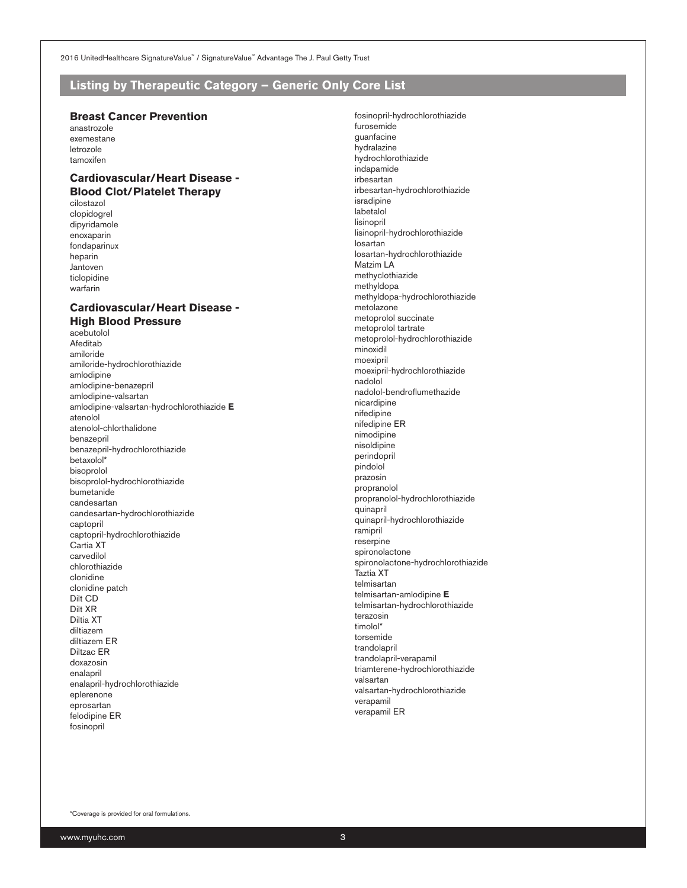## Listing by Therapeutic Category – Generic Only Core List

### Breast Cancer Prevention

anastrozole
exemestane
letrozole
tamoxifen

### Cardiovascular/Heart Disease - Blood Clot/Platelet Therapy

cilostazol
clopidogrel
dipyridamole
enoxaparin
fondaparinux
heparin
Jantoven
ticlopidine
warfarin

### Cardiovascular/Heart Disease - High Blood Pressure

acebutolol
Afeditab
amiloride
amiloride-hydrochlorothiazide
amlodipine
amlodipine-benazepril
amlodipine-valsartan
amlodipine-valsartan-hydrochlorothiazide **E**
atenolol
atenolol-chlorthalidone
benazepril
benazepril-hydrochlorothiazide
betaxolol*
bisoprolol
bisoprolol-hydrochlorothiazide
bumetanide
candesartan
candesartan-hydrochlorothiazide
captopril
captopril-hydrochlorothiazide
Cartia XT
carvedilol
chlorothiazide
clonidine
clonidine patch
Dilt CD
Dilt XR
Diltia XT
diltiazem
diltiazem ER
Diltzac ER
doxazosin
enalapril
enalapril-hydrochlorothiazide
eplerenone
eprosartan
felodipine ER
fosinopril
fosinopril-hydrochlorothiazide
furosemide
guanfacine
hydralazine
hydrochlorothiazide
indapamide
irbesartan
irbesartan-hydrochlorothiazide
isradipine
labetalol
lisinopril
lisinopril-hydrochlorothiazide
losartan
losartan-hydrochlorothiazide
Matzim LA
methyclothiazide
methyldopa
methyldopa-hydrochlorothiazide
metolazone
metoprolol succinate
metoprolol tartrate
metoprolol-hydrochlorothiazide
minoxidil
moexipril
moexipril-hydrochlorothiazide
nadolol
nadolol-bendroflumethazide
nicardipine
nifedipine
nifedipine ER
nimodipine
nisoldipine
perindopril
pindolol
prazosin
propranolol
propranolol-hydrochlorothiazide
quinapril
quinapril-hydrochlorothiazide
ramipril
reserpine
spironolactone
spironolactone-hydrochlorothiazide
Taztia XT
telmisartan
telmisartan-amlodipine **E**
telmisartan-hydrochlorothiazide
terazosin
timolol*
torsemide
trandolapril
trandolapril-verapamil
triamterene-hydrochlorothiazide
valsartan
valsartan-hydrochlorothiazide
verapamil
verapamil ER

*Coverage is provided for oral formulations.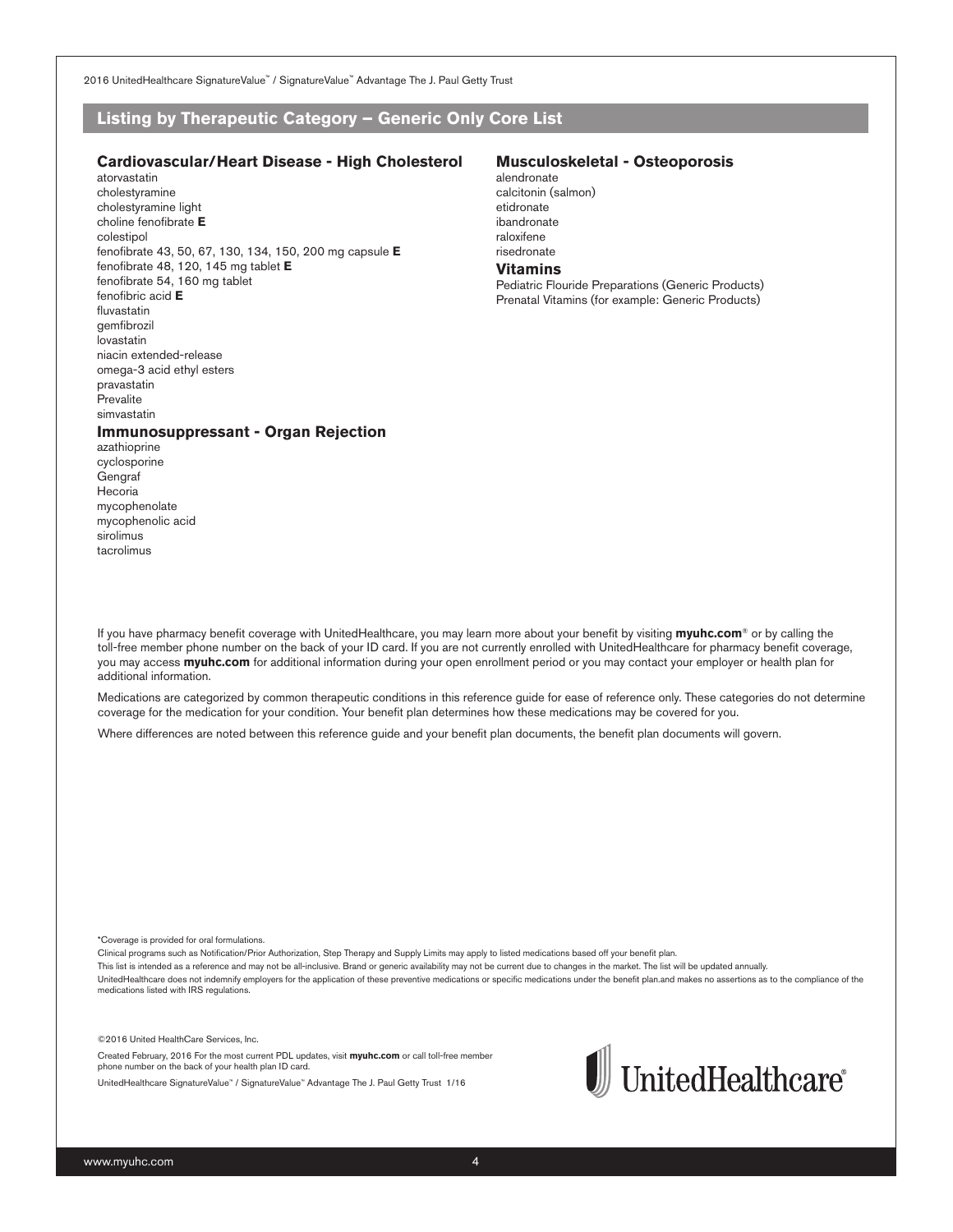## Listing by Therapeutic Category – Generic Only Core List

### Cardiovascular/Heart Disease - High Cholesterol

atorvastatin
cholestyramine
cholestyramine light
choline fenofibrate **E**
colestipol
fenofibrate 43, 50, 67, 130, 134, 150, 200 mg capsule **E**
fenofibrate 48, 120, 145 mg tablet **E**
fenofibrate 54, 160 mg tablet
fenofibric acid **E**
fluvastatin
gemfibrozil
lovastatin
niacin extended-release
omega-3 acid ethyl esters
pravastatin
Prevalite
simvastatin

### Immunosuppressant - Organ Rejection

azathioprine
cyclosporine
Gengraf
Hecoria
mycophenolate
mycophenolic acid
sirolimus
tacrolimus

### Musculoskeletal - Osteoporosis

alendronate
calcitonin (salmon)
etidronate
ibandronate
raloxifene
risedronate

### Vitamins

Pediatric Flouride Preparations (Generic Products)
Prenatal Vitamins (for example: Generic Products)

If you have pharmacy benefit coverage with UnitedHealthcare, you may learn more about your benefit by visiting **myuhc.com**® or by calling the toll-free member phone number on the back of your ID card. If you are not currently enrolled with UnitedHealthcare for pharmacy benefit coverage, you may access **myuhc.com** for additional information during your open enrollment period or you may contact your employer or health plan for additional information.

Medications are categorized by common therapeutic conditions in this reference guide for ease of reference only. These categories do not determine coverage for the medication for your condition. Your benefit plan determines how these medications may be covered for you.

Where differences are noted between this reference guide and your benefit plan documents, the benefit plan documents will govern.

*Coverage is provided for oral formulations.

Clinical programs such as Notification/Prior Authorization, Step Therapy and Supply Limits may apply to listed medications based off your benefit plan.

This list is intended as a reference and may not be all-inclusive. Brand or generic availability may not be current due to changes in the market. The list will be updated annually.

UnitedHealthcare does not indemnify employers for the application of these preventive medications or specific medications under the benefit plan.and makes no assertions as to the compliance of the medications listed with IRS regulations.

©2016 United HealthCare Services, Inc.

Created February, 2016 For the most current PDL updates, visit **myuhc.com** or call toll-free member phone number on the back of your health plan ID card.

UnitedHealthcare SignatureValue™ / SignatureValue™ Advantage The J. Paul Getty Trust 1/16

UnitedHealthcare®